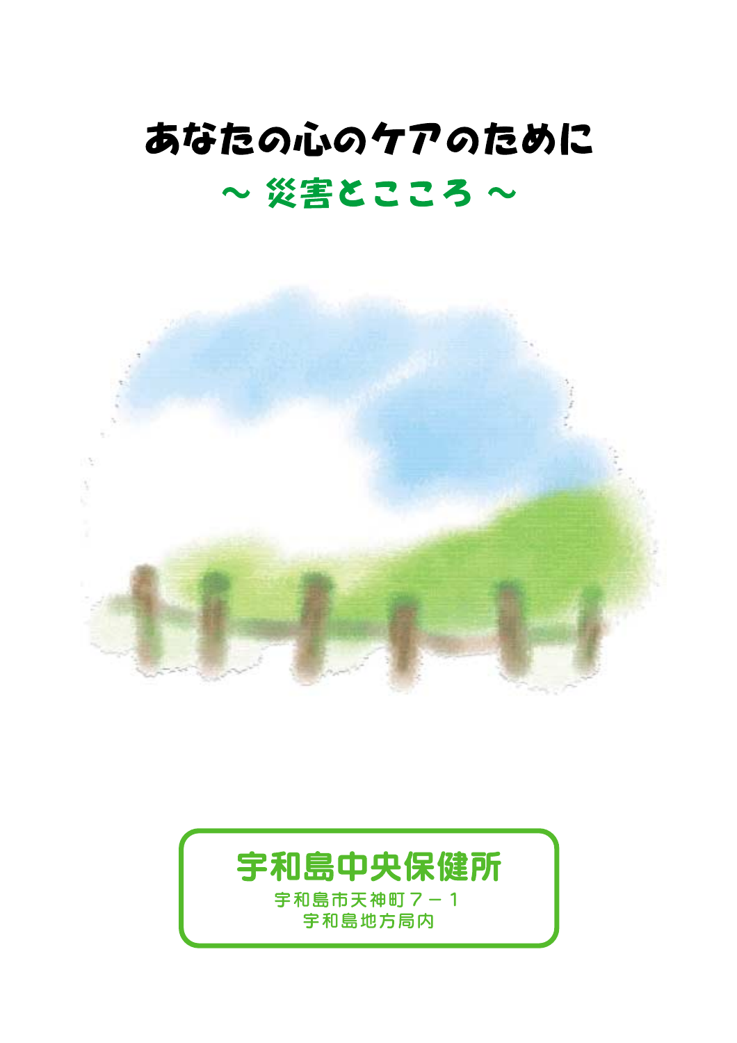# あなたの心のケアのために

## ～ 災害とこころ ～

**宇和島中央保健所**

宇和島市天神町７－１
宇和島地方局内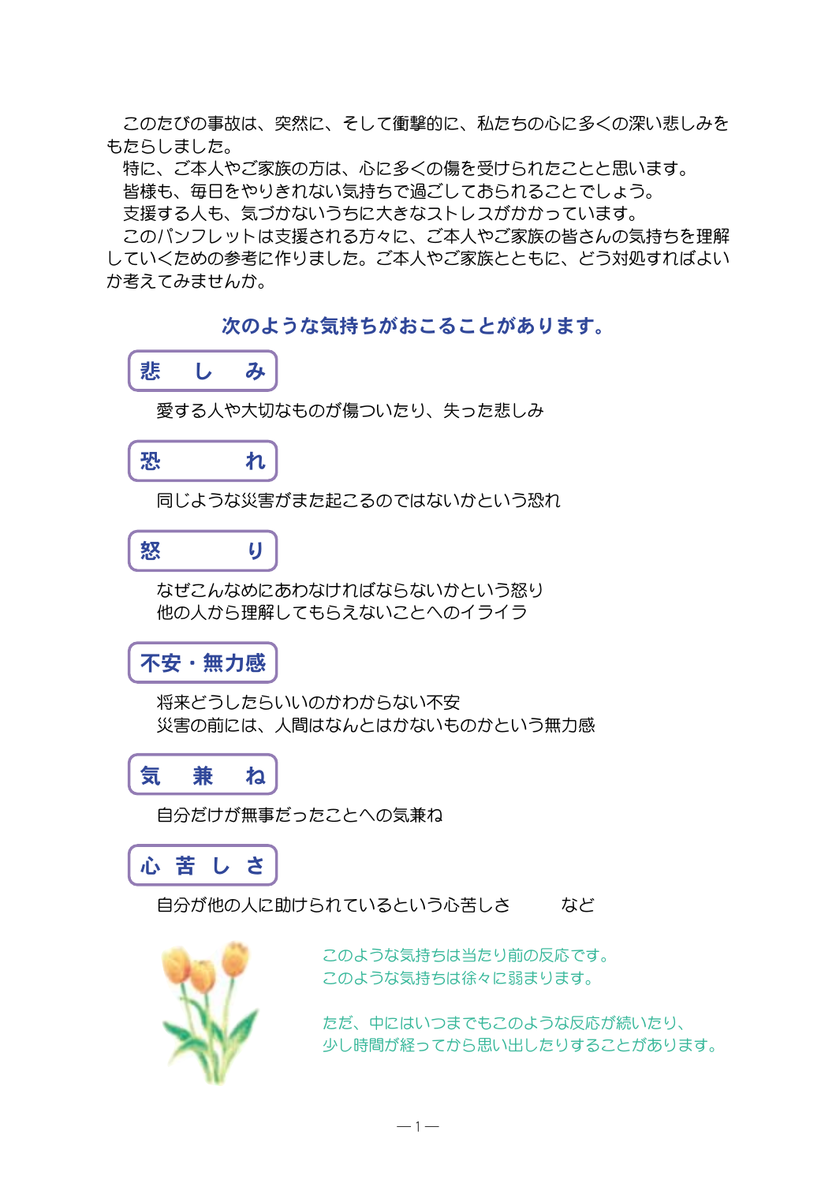このたびの事故は、突然に、そして衝撃的に、私たちの心に多くの深い悲しみをもたらしました。

特に、ご本人やご家族の方は、心に多くの傷を受けられたことと思います。

皆様も、毎日をやりきれない気持ちで過ごしておられることでしょう。

支援する人も、気づかないうちに大きなストレスがかかっています。

このパンフレットは支援される方々に、ご本人やご家族の皆さんの気持ちを理解していくための参考に作りました。ご本人やご家族とともに、どう対処すればよいか考えてみませんか。

## 次のような気持ちがおこることがあります。

**悲　し　み**

愛する人や大切なものが傷ついたり、失った悲しみ

**恐　　　れ**

同じような災害がまた起こるのではないかという恐れ

**怒　　　り**

なぜこんなめにあわなければならないかという怒り
他の人から理解してもらえないことへのイライラ

**不安・無力感**

将来どうしたらいいのかわからない不安
災害の前には、人間はなんとはかないものかという無力感

**気　兼　ね**

自分だけが無事だったことへの気兼ね

**心 苦 し さ**

自分が他の人に助けられているという心苦しさ　　など

このような気持ちは当たり前の反応です。
このような気持ちは徐々に弱まります。

ただ、中にはいつまでもこのような反応が続いたり、
少し時間が経ってから思い出したりすることがあります。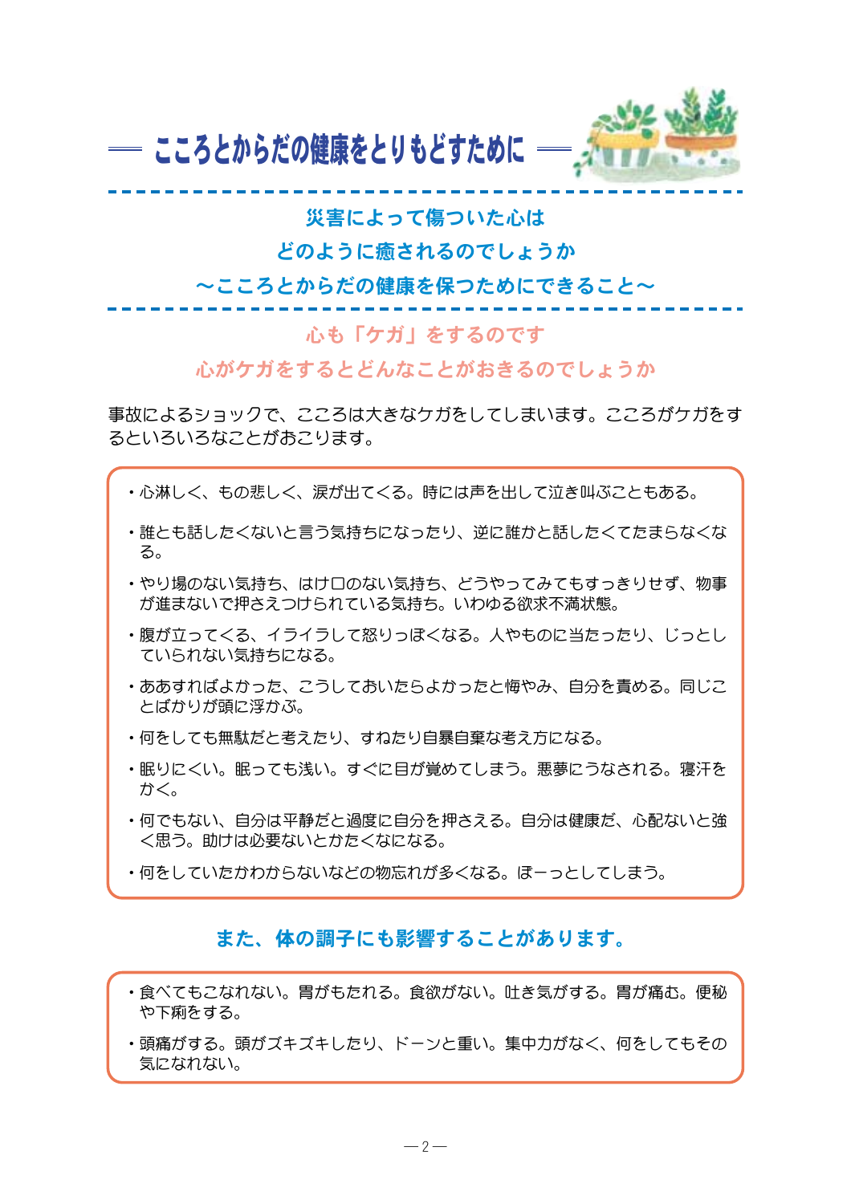# こころとからだの健康をとりもどすために

## 災害によって傷ついた心は
## どのように癒されるのでしょうか
## ～こころとからだの健康を保つためにできること～

### 心も「ケガ」をするのです
### 心がケガをするとどんなことがおきるのでしょうか

事故によるショックで、こころは大きなケガをしてしまいます。こころがケガをするといろいろなことがおこります。

- 心淋しく、もの悲しく、涙が出てくる。時には声を出して泣き叫ぶこともある。
- 誰とも話したくないと言う気持ちになったり、逆に誰かと話したくてたまらなくなる。
- やり場のない気持ち、はけ口のない気持ち、どうやってみてもすっきりせず、物事が進まないで押さえつけられている気持ち。いわゆる欲求不満状態。
- 腹が立ってくる、イライラして怒りっぽくなる。人やものに当たったり、じっとしていられない気持ちになる。
- ああすればよかった、こうしておいたらよかったと悔やみ、自分を責める。同じことばかりが頭に浮かぶ。
- 何をしても無駄だと考えたり、すねたり自暴自棄な考え方になる。
- 眠りにくい。眠っても浅い。すぐに目が覚めてしまう。悪夢にうなされる。寝汗をかく。
- 何でもない、自分は平静だと過度に自分を押さえる。自分は健康だ、心配ないと強く思う。助けは必要ないとかたくなになる。
- 何をしていたかわからないなどの物忘れが多くなる。ぼーっとしてしまう。

### また、体の調子にも影響することがあります。

- 食べてもこなれない。胃がもたれる。食欲がない。吐き気がする。胃が痛む。便秘や下痢をする。
- 頭痛がする。頭がズキズキしたり、ドーンと重い。集中力がなく、何をしてもその気になれない。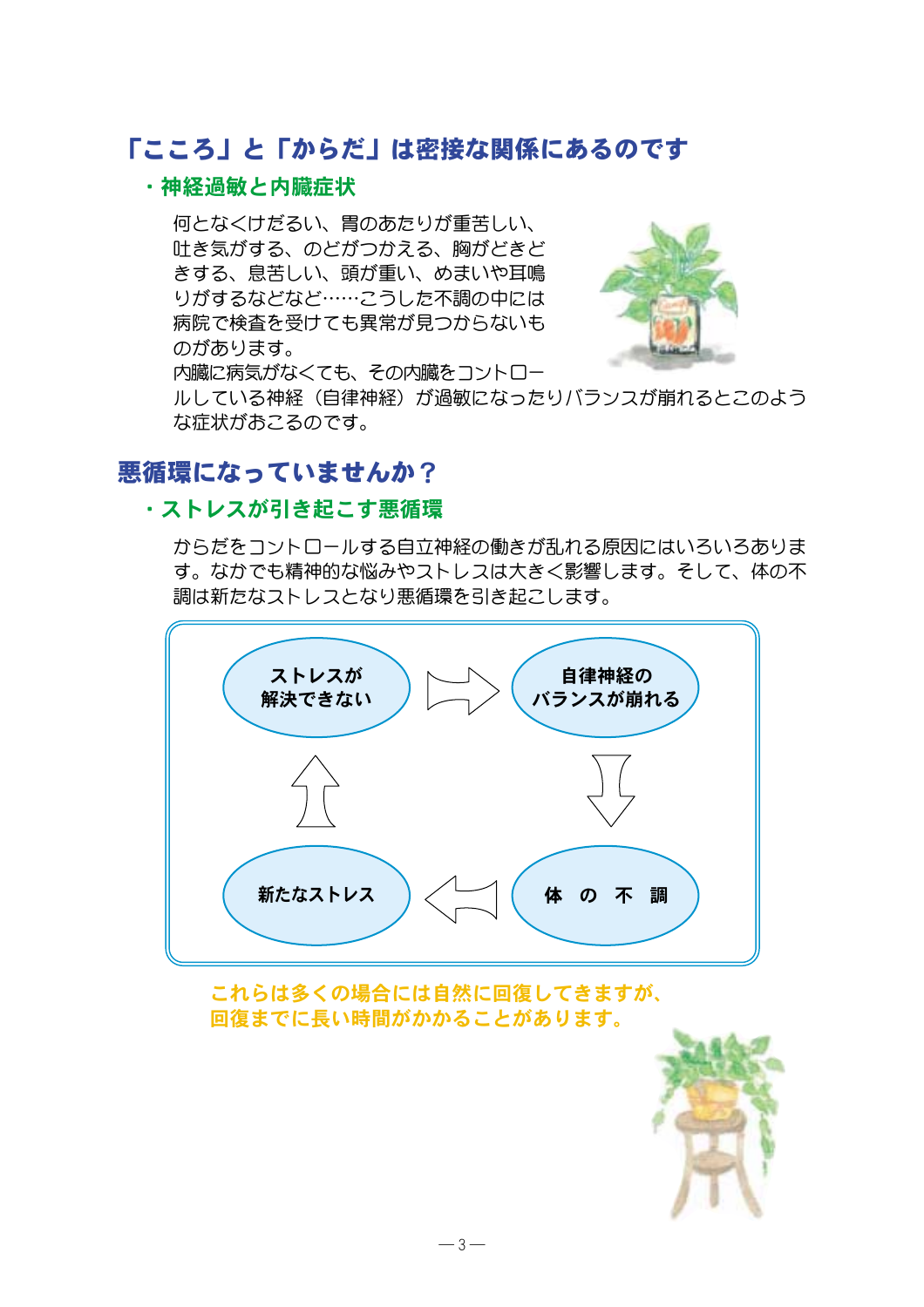## 「こころ」と「からだ」は密接な関係にあるのです

### ・神経過敏と内臓症状

何となくけだるい、胃のあたりが重苦しい、吐き気がする、のどがつかえる、胸がどきどきする、息苦しい、頭が重い、めまいや耳鳴りがするなどなど……こうした不調の中には病院で検査を受けても異常が見つからないものがあります。
内臓に病気がなくても、その内臓をコントロールしている神経（自律神経）が過敏になったりバランスが崩れるとこのような症状がおこるのです。

## 悪循環になっていませんか？

### ・ストレスが引き起こす悪循環

からだをコントロールする自立神経の働きが乱れる原因にはいろいろあります。なかでも精神的な悩みやストレスは大きく影響します。そして、体の不調は新たなストレスとなり悪循環を引き起こします。

ストレスが解決できない → 自律神経のバランスが崩れる → 体の不調 → 新たなストレス → ストレスが解決できない

**これらは多くの場合には自然に回復してきますが、回復までに長い時間がかかることがあります。**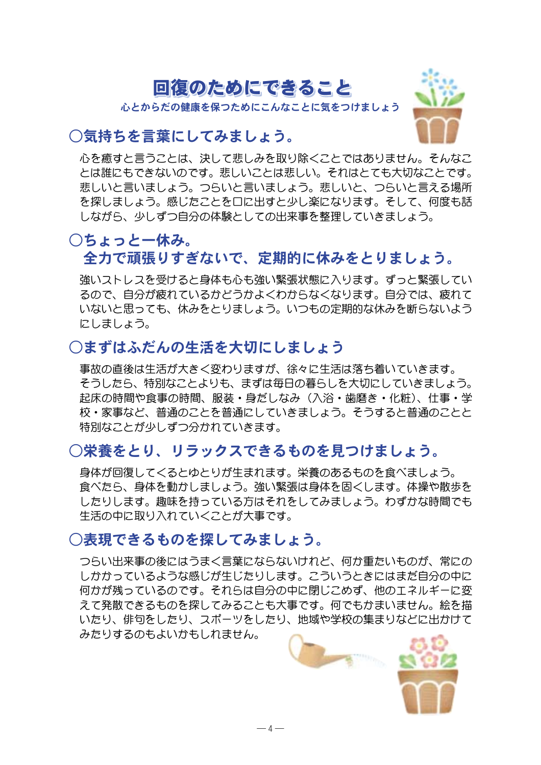# 回復のためにできること

**心とからだの健康を保つためにこんなことに気をつけましょう**

## ○気持ちを言葉にしてみましょう。

心を癒すと言うことは、決して悲しみを取り除くことではありません。そんなことは誰にもできないのです。悲しいことは悲しい。それはとても大切なことです。悲しいと言いましょう。つらいと言いましょう。悲しいと、つらいと言える場所を探しましょう。感じたことを口に出すと少し楽になります。そして、何度も話しながら、少しずつ自分の体験としての出来事を整理していきましょう。

## ○ちょっと一休み。全力で頑張りすぎないで、定期的に休みをとりましょう。

強いストレスを受けると身体も心も強い緊張状態に入ります。ずっと緊張しているので、自分が疲れているかどうかよくわからなくなります。自分では、疲れていないと思っても、休みをとりましょう。いつもの定期的な休みを断らないようにしましょう。

## ○まずはふだんの生活を大切にしましょう

事故の直後は生活が大きく変わりますが、徐々に生活は落ち着いていきます。そうしたら、特別なことよりも、まずは毎日の暮らしを大切にしていきましょう。起床の時間や食事の時間、服装・身だしなみ（入浴・歯磨き・化粧）、仕事・学校・家事など、普通のことを普通にしていきましょう。そうすると普通のことと特別なことが少しずつ分かれていきます。

## ○栄養をとり、リラックスできるものを見つけましょう。

身体が回復してくるとゆとりが生まれます。栄養のあるものを食べましょう。食べたら、身体を動かしましょう。強い緊張は身体を固くします。体操や散歩をしたりします。趣味を持っている方はそれをしてみましょう。わずかな時間でも生活の中に取り入れていくことが大事です。

## ○表現できるものを探してみましょう。

つらい出来事の後にはうまく言葉にならないけれど、何か重たいものが、常にのしかかっているような感じが生じたりします。こういうときにはまだ自分の中に何かが残っているのです。それらは自分の中に閉じこめず、他のエネルギーに変えて発散できるものを探してみることも大事です。何でもかまいません。絵を描いたり、俳句をしたり、スポーツをしたり、地域や学校の集まりなどに出かけてみたりするのもよいかもしれません。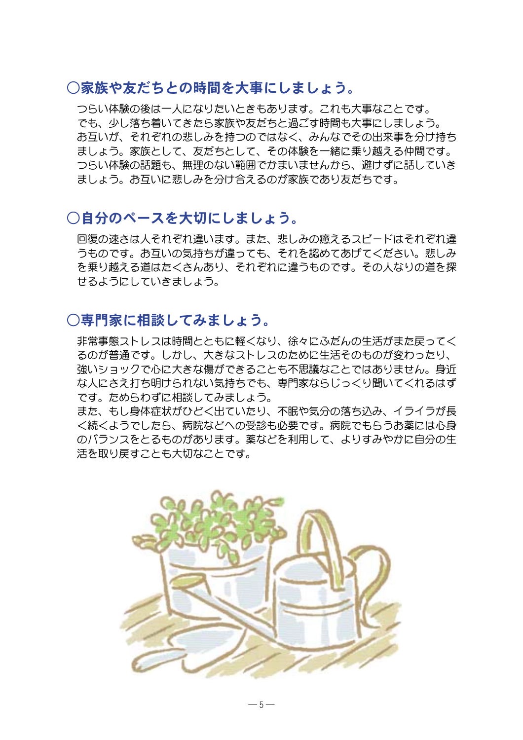## ○家族や友だちとの時間を大事にしましょう。

つらい体験の後は一人になりたいときもあります。これも大事なことです。
でも、少し落ち着いてきたら家族や友だちと過ごす時間も大事にしましょう。
お互いが、それぞれの悲しみを持つのではなく、みんなでその出来事を分け持ちましょう。家族として、友だちとして、その体験を一緒に乗り越える仲間です。
つらい体験の話題も、無理のない範囲でかまいませんから、避けずに話していきましょう。お互いに悲しみを分け合えるのが家族であり友だちです。

## ○自分のペースを大切にしましょう。

回復の速さは人それぞれ違います。また、悲しみの癒えるスピードはそれぞれ違うものです。お互いの気持ちが違っても、それを認めてあげてください。悲しみを乗り越える道はたくさんあり、それぞれに違うものです。その人なりの道を探せるようにしていきましょう。

## ○専門家に相談してみましょう。

非常事態ストレスは時間とともに軽くなり、徐々にふだんの生活がまた戻ってくるのが普通です。しかし、大きなストレスのために生活そのものが変わったり、強いショックで心に大きな傷ができることも不思議なことではありません。身近な人にさえ打ち明けられない気持ちでも、専門家ならじっくり聞いてくれるはずです。ためらわずに相談してみましょう。
また、もし身体症状がひどく出ていたり、不眠や気分の落ち込み、イライラが長く続くようでしたら、病院などへの受診も必要です。病院でもらうお薬には心身のバランスをとるものがあります。薬などを利用して、よりすみやかに自分の生活を取り戻すことも大切なことです。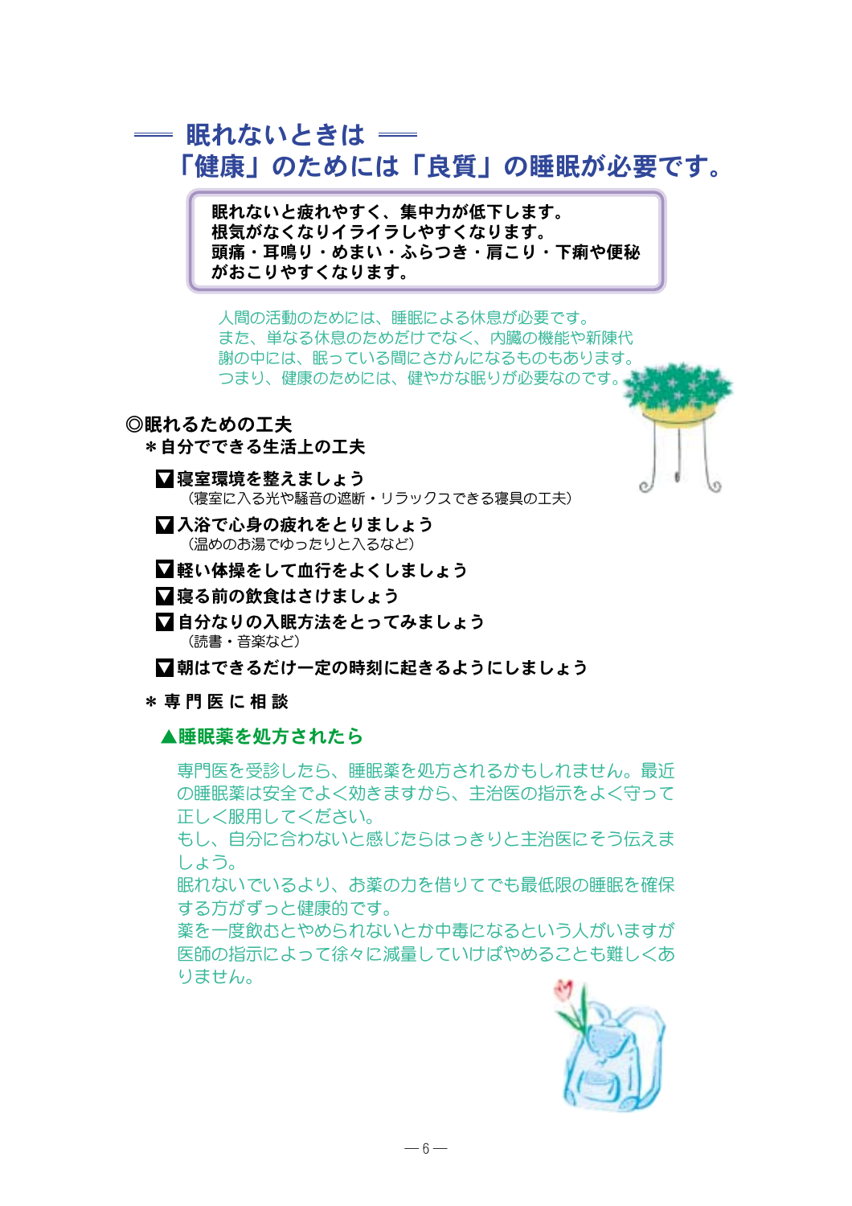## ══ 眠れないときは ══

## 「健康」のためには「良質」の睡眠が必要です。

**眠れないと疲れやすく、集中力が低下します。**
**根気がなくなりイライラしやすくなります。**
**頭痛・耳鳴り・めまい・ふらつき・肩こり・下痢や便秘がおこりやすくなります。**

人間の活動のためには、睡眠による休息が必要です。
また、単なる休息のためだけでなく、内臓の機能や新陳代謝の中には、眠っている間にさかんになるものもあります。
つまり、健康のためには、健やかな眠りが必要なのです。

### ◎眠れるための工夫

#### ＊自分でできる生活上の工夫

- **寝室環境を整えましょう**
  （寝室に入る光や騒音の遮断・リラックスできる寝具の工夫）
- **入浴で心身の疲れをとりましょう**
  （温めのお湯でゆったりと入るなど）
- **軽い体操をして血行をよくしましょう**
- **寝る前の飲食はさけましょう**
- **自分なりの入眠方法をとってみましょう**
  （読書・音楽など）
- **朝はできるだけ一定の時刻に起きるようにしましょう**

#### ＊ 専 門 医 に 相 談

**▲睡眠薬を処方されたら**

専門医を受診したら、睡眠薬を処方されるかもしれません。最近の睡眠薬は安全でよく効きますから、主治医の指示をよく守って正しく服用してください。
もし、自分に合わないと感じたらはっきりと主治医にそう伝えましょう。
眠れないでいるより、お薬の力を借りてでも最低限の睡眠を確保する方がずっと健康的です。
薬を一度飲むとやめられないとか中毒になるという人がいますが医師の指示によって徐々に減量していけばやめることも難しくありません。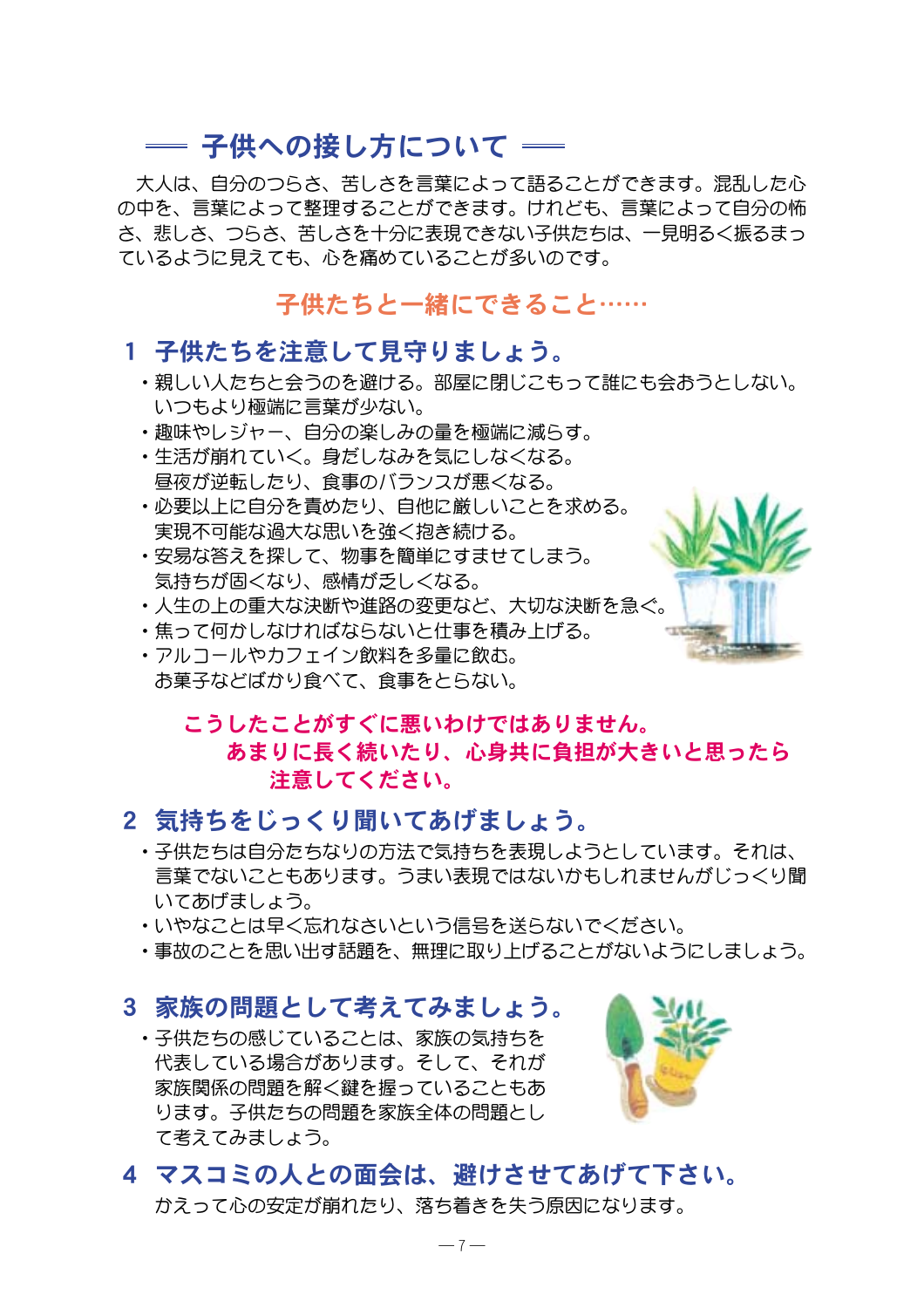## 子供への接し方について

大人は、自分のつらさ、苦しさを言葉によって語ることができます。混乱した心の中を、言葉によって整理することができます。けれども、言葉によって自分の怖さ、悲しさ、つらさ、苦しさを十分に表現できない子供たちは、一見明るく振るまっているように見えても、心を痛めていることが多いのです。

### 子供たちと一緒にできること……

### 1 子供たちを注意して見守りましょう。

- 親しい人たちと会うのを避ける。部屋に閉じこもって誰にも会おうとしない。いつもより極端に言葉が少ない。
- 趣味やレジャー、自分の楽しみの量を極端に減らす。
- 生活が崩れていく。身だしなみを気にしなくなる。昼夜が逆転したり、食事のバランスが悪くなる。
- 必要以上に自分を責めたり、自他に厳しいことを求める。実現不可能な過大な思いを強く抱き続ける。
- 安易な答えを探して、物事を簡単にすませてしまう。気持ちが固くなり、感情が乏しくなる。
- 人生の上の重大な決断や進路の変更など、大切な決断を急ぐ。
- 焦って何かしなければならないと仕事を積み上げる。
- アルコールやカフェイン飲料を多量に飲む。お菓子などばかり食べて、食事をとらない。

**こうしたことがすぐに悪いわけではありません。あまりに長く続いたり、心身共に負担が大きいと思ったら注意してください。**

### 2 気持ちをじっくり聞いてあげましょう。

- 子供たちは自分たちなりの方法で気持ちを表現しようとしています。それは、言葉でないこともあります。うまい表現ではないかもしれませんがじっくり聞いてあげましょう。
- いやなことは早く忘れなさいという信号を送らないでください。
- 事故のことを思い出す話題を、無理に取り上げることがないようにしましょう。

### 3 家族の問題として考えてみましょう。

- 子供たちの感じていることは、家族の気持ちを代表している場合があります。そして、それが家族関係の問題を解く鍵を握っていることもあります。子供たちの問題を家族全体の問題として考えてみましょう。

### 4 マスコミの人との面会は、避けさせてあげて下さい。

かえって心の安定が崩れたり、落ち着きを失う原因になります。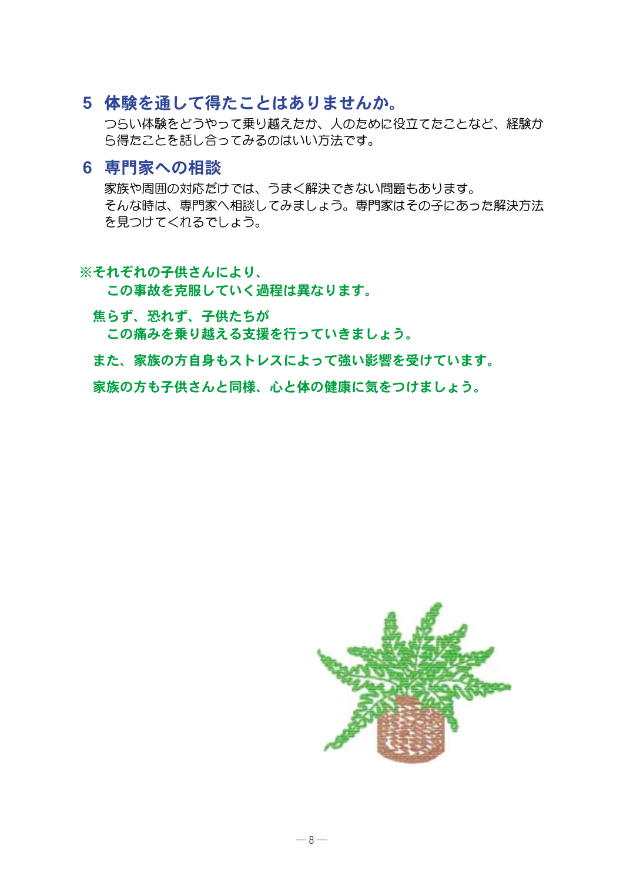## 5　体験を通して得たことはありませんか。

つらい体験をどうやって乗り越えたか、人のために役立てたことなど、経験から得たことを話し合ってみるのはいい方法です。

## 6　専門家への相談

家族や周囲の対応だけでは、うまく解決できない問題もあります。
そんな時は、専門家へ相談してみましょう。専門家はその子にあった解決方法を見つけてくれるでしょう。

**※それぞれの子供さんにより、**
**この事故を克服していく過程は異なります。**

**焦らず、恐れず、子供たちが**
**この痛みを乗り越える支援を行っていきましょう。**

**また、家族の方自身もストレスによって強い影響を受けています。**

**家族の方も子供さんと同様、心と体の健康に気をつけましょう。**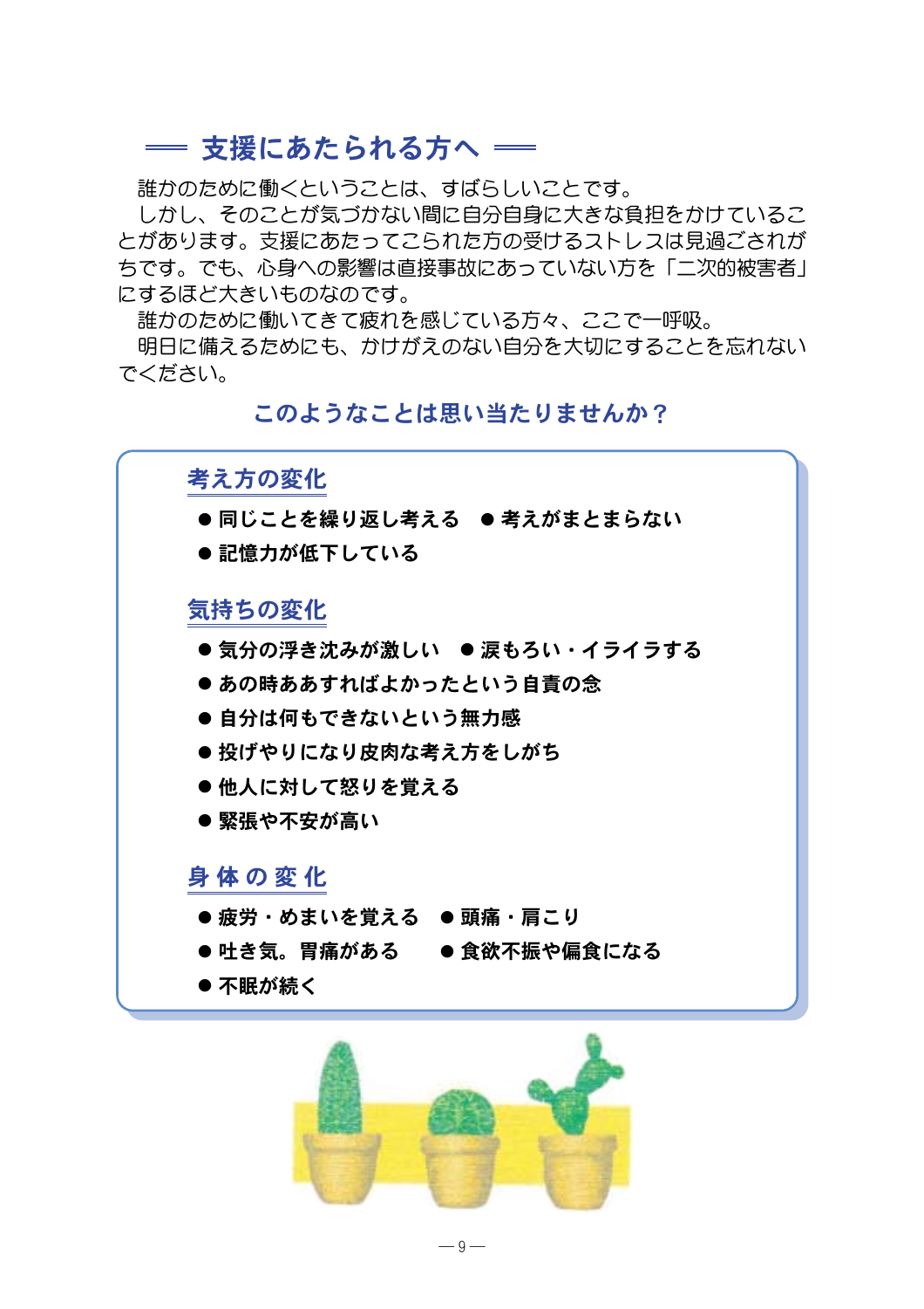## 支援にあたられる方へ

誰かのために働くということは、すばらしいことです。

しかし、そのことが気づかない間に自分自身に大きな負担をかけていることがあります。支援にあたってこられた方の受けるストレスは見過ごされがちです。でも、心身への影響は直接事故にあっていない方を「二次的被害者」にするほど大きいものなのです。

誰かのために働いてきて疲れを感じている方々、ここで一呼吸。

明日に備えるためにも、かけがえのない自分を大切にすることを忘れないでください。

### このようなことは思い当たりませんか？

#### 考え方の変化

- 同じことを繰り返し考える
- 考えがまとまらない
- 記憶力が低下している

#### 気持ちの変化

- 気分の浮き沈みが激しい
- 涙もろい・イライラする
- あの時ああすればよかったという自責の念
- 自分は何もできないという無力感
- 投げやりになり皮肉な考え方をしがち
- 他人に対して怒りを覚える
- 緊張や不安が高い

#### 身体の変化

- 疲労・めまいを覚える
- 頭痛・肩こり
- 吐き気。胃痛がある
- 食欲不振や偏食になる
- 不眠が続く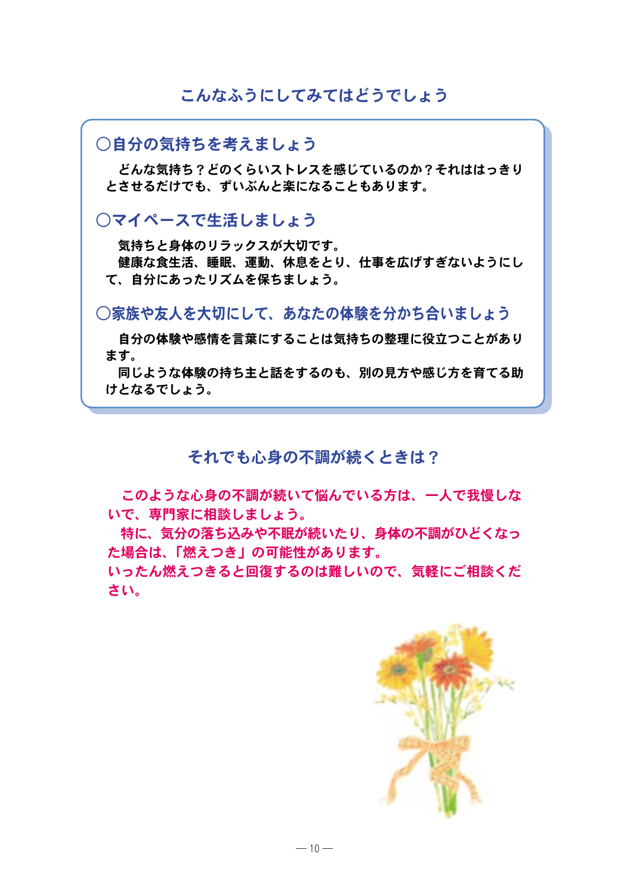## こんなふうにしてみてはどうでしょう

### ○自分の気持ちを考えましょう

どんな気持ち？どのくらいストレスを感じているのか？それははっきりとさせるだけでも、ずいぶんと楽になることもあります。

### ○マイペースで生活しましょう

気持ちと身体のリラックスが大切です。

健康な食生活、睡眠、運動、休息をとり、仕事を広げすぎないようにして、自分にあったリズムを保ちましょう。

### ○家族や友人を大切にして、あなたの体験を分かち合いましょう

自分の体験や感情を言葉にすることは気持ちの整理に役立つことがあります。

同じような体験の持ち主と話をするのも、別の見方や感じ方を育てる助けとなるでしょう。

## それでも心身の不調が続くときは？

このような心身の不調が続いて悩んでいる方は、一人で我慢しないで、専門家に相談しましょう。

特に、気分の落ち込みや不眠が続いたり、身体の不調がひどくなった場合は、「燃えつき」の可能性があります。

いったん燃えつきると回復するのは難しいので、気軽にご相談ください。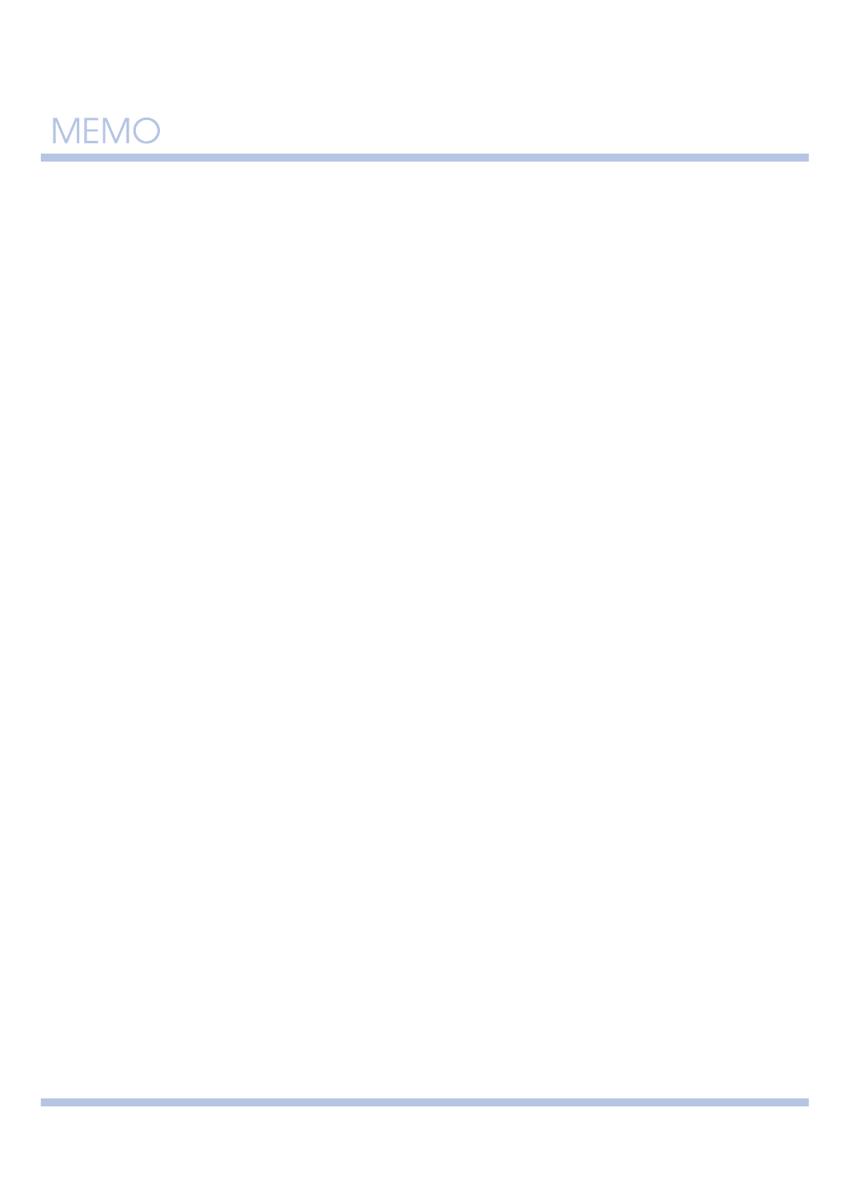# MEMO